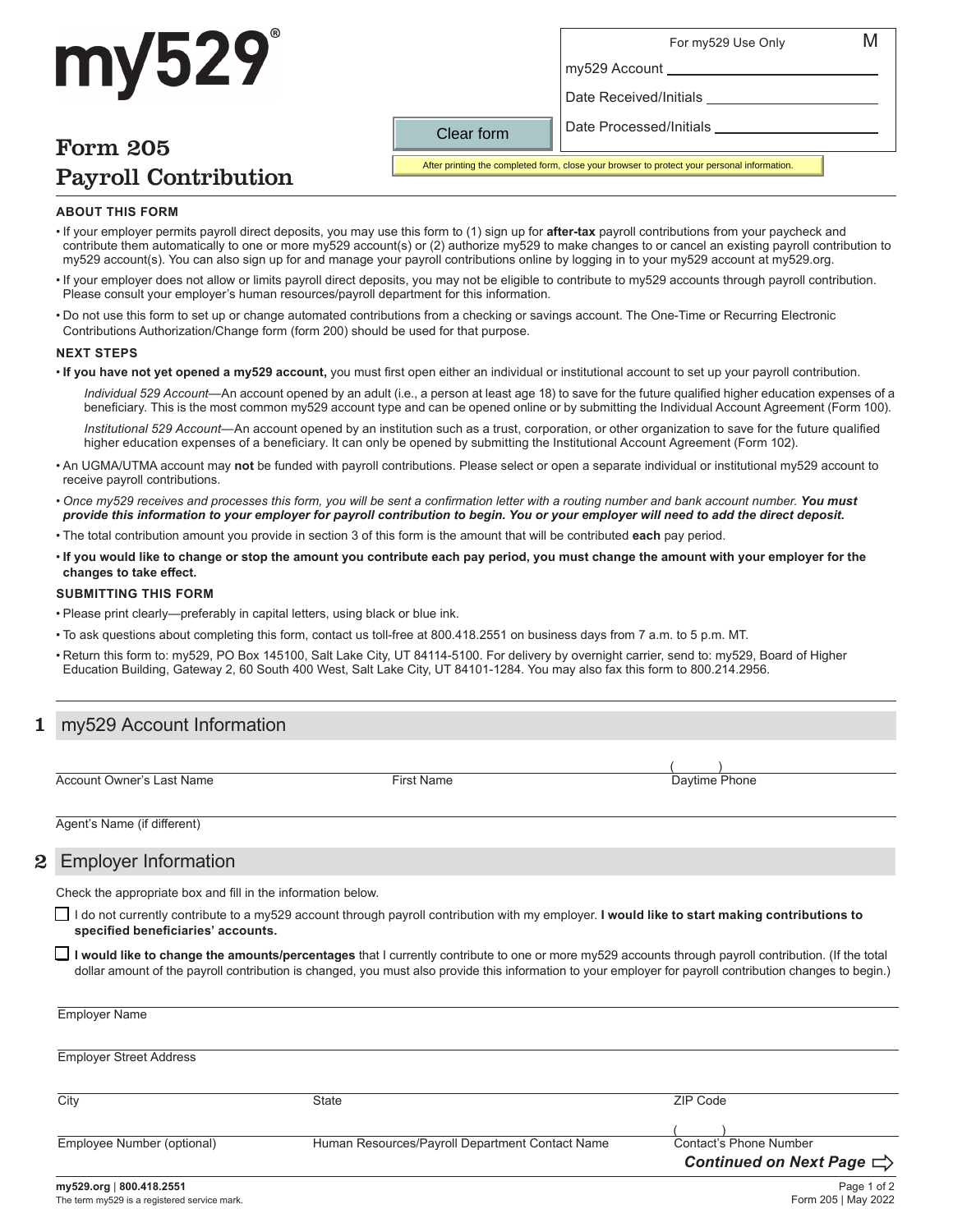# my529®

| For my529 Use Only | M |
|---|---|
| my529 Account | |
| Date Received/Initials | |
| Date Processed/Initials | |

Clear form

After printing the completed form, close your browser to protect your personal information.

## Form 205 Payroll Contribution

### ABOUT THIS FORM

- If your employer permits payroll direct deposits, you may use this form to (1) sign up for **after-tax** payroll contributions from your paycheck and contribute them automatically to one or more my529 account(s) or (2) authorize my529 to make changes to or cancel an existing payroll contribution to my529 account(s). You can also sign up for and manage your payroll contributions online by logging in to your my529 account at my529.org.
- If your employer does not allow or limits payroll direct deposits, you may not be eligible to contribute to my529 accounts through payroll contribution. Please consult your employer's human resources/payroll department for this information.
- Do not use this form to set up or change automated contributions from a checking or savings account. The One-Time or Recurring Electronic Contributions Authorization/Change form (form 200) should be used for that purpose.

### NEXT STEPS

- **If you have not yet opened a my529 account,** you must first open either an individual or institutional account to set up your payroll contribution.

  *Individual 529 Account*—An account opened by an adult (i.e., a person at least age 18) to save for the future qualified higher education expenses of a beneficiary. This is the most common my529 account type and can be opened online or by submitting the Individual Account Agreement (Form 100).

  *Institutional 529 Account*—An account opened by an institution such as a trust, corporation, or other organization to save for the future qualified higher education expenses of a beneficiary. It can only be opened by submitting the Institutional Account Agreement (Form 102).

- An UGMA/UTMA account may **not** be funded with payroll contributions. Please select or open a separate individual or institutional my529 account to receive payroll contributions.
- *Once my529 receives and processes this form, you will be sent a confirmation letter with a routing number and bank account number.* ***You must provide this information to your employer for payroll contribution to begin. You or your employer will need to add the direct deposit.***
- The total contribution amount you provide in section 3 of this form is the amount that will be contributed **each** pay period.
- **If you would like to change or stop the amount you contribute each pay period, you must change the amount with your employer for the changes to take effect.**

### SUBMITTING THIS FORM

- Please print clearly—preferably in capital letters, using black or blue ink.
- To ask questions about completing this form, contact us toll-free at 800.418.2551 on business days from 7 a.m. to 5 p.m. MT.
- Return this form to: my529, PO Box 145100, Salt Lake City, UT 84114-5100. For delivery by overnight carrier, send to: my529, Board of Higher Education Building, Gateway 2, 60 South 400 West, Salt Lake City, UT 84101-1284. You may also fax this form to 800.214.2956.

## 1 my529 Account Information

Account Owner's Last Name ______ First Name ______ Daytime Phone ( ) ______

Agent's Name (if different) ______

## 2 Employer Information

Check the appropriate box and fill in the information below.

- ☐ I do not currently contribute to a my529 account through payroll contribution with my employer. **I would like to start making contributions to specified beneficiaries' accounts.**
- ☐ **I would like to change the amounts/percentages** that I currently contribute to one or more my529 accounts through payroll contribution. (If the total dollar amount of the payroll contribution is changed, you must also provide this information to your employer for payroll contribution changes to begin.)

Employer Name ______

Employer Street Address ______

City ______ State ______ ZIP Code ______

Employee Number (optional) ______ Human Resources/Payroll Department Contact Name ______ Contact's Phone Number ( ) ______

***Continued on Next Page*** ⇨

my529.org | 800.418.2551
The term my529 is a registered service mark.

Form 205 | May 2022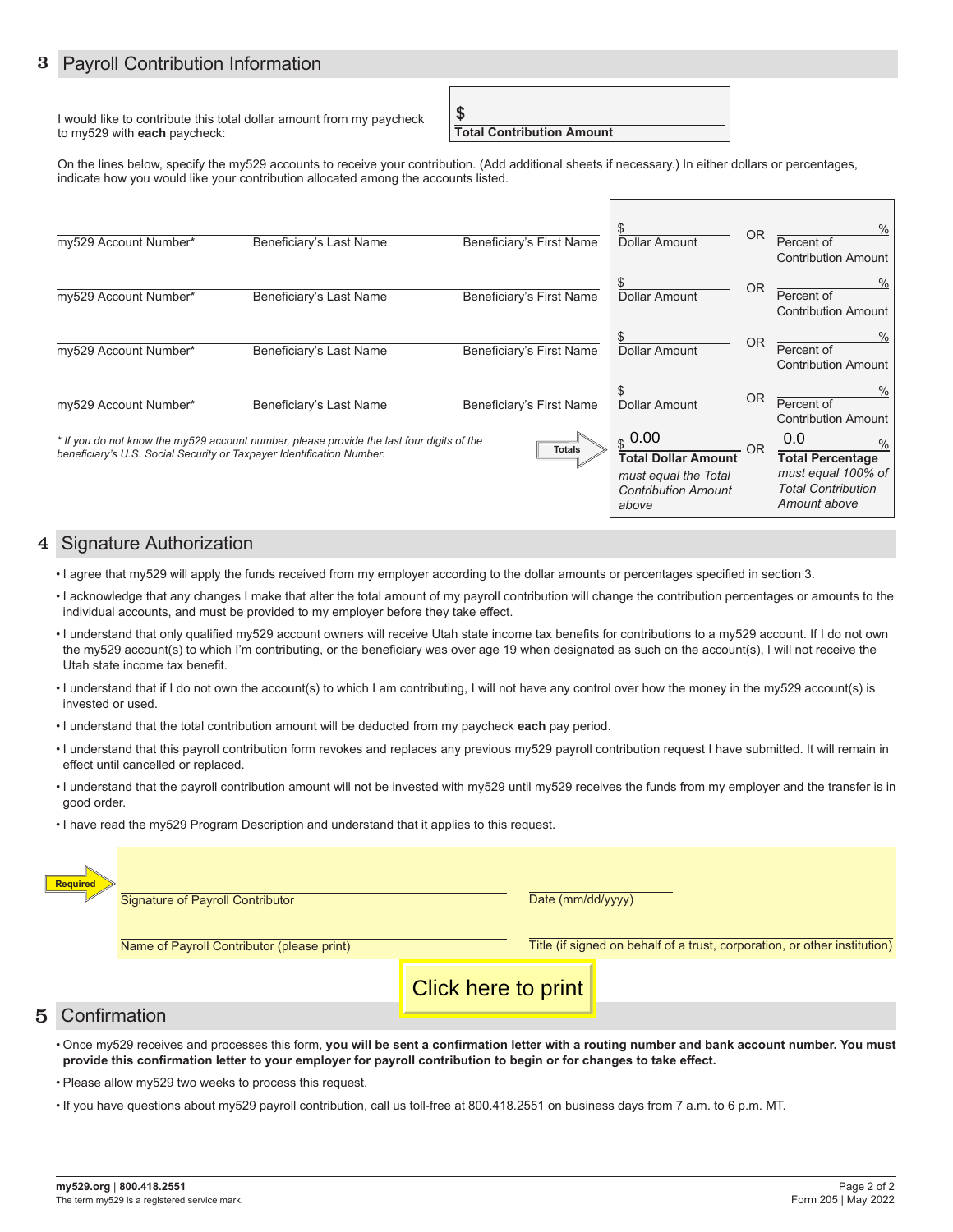## 3 Payroll Contribution Information

I would like to contribute this total dollar amount from my paycheck to my529 with **each** paycheck:

$
**Total Contribution Amount**

On the lines below, specify the my529 accounts to receive your contribution. (Add additional sheets if necessary.) In either dollars or percentages, indicate how you would like your contribution allocated among the accounts listed.

| my529 Account Number* | Beneficiary's Last Name | Beneficiary's First Name | Dollar Amount | | Percent of Contribution Amount |
|---|---|---|---|---|---|
| | | | $ | OR | % |
| | | | $ | OR | % |
| | | | $ | OR | % |
| | | | $ | OR | % |
| | | Totals | $ 0.00 **Total Dollar Amount** *must equal the Total Contribution Amount above* | OR | 0.0 % **Total Percentage** *must equal 100% of Total Contribution Amount above* |

*\* If you do not know the my529 account number, please provide the last four digits of the beneficiary's U.S. Social Security or Taxpayer Identification Number.*

## 4 Signature Authorization

- I agree that my529 will apply the funds received from my employer according to the dollar amounts or percentages specified in section 3.
- I acknowledge that any changes I make that alter the total amount of my payroll contribution will change the contribution percentages or amounts to the individual accounts, and must be provided to my employer before they take effect.
- I understand that only qualified my529 account owners will receive Utah state income tax benefits for contributions to a my529 account. If I do not own the my529 account(s) to which I'm contributing, or the beneficiary was over age 19 when designated as such on the account(s), I will not receive the Utah state income tax benefit.
- I understand that if I do not own the account(s) to which I am contributing, I will not have any control over how the money in the my529 account(s) is invested or used.
- I understand that the total contribution amount will be deducted from my paycheck **each** pay period.
- I understand that this payroll contribution form revokes and replaces any previous my529 payroll contribution request I have submitted. It will remain in effect until cancelled or replaced.
- I understand that the payroll contribution amount will not be invested with my529 until my529 receives the funds from my employer and the transfer is in good order.
- I have read the my529 Program Description and understand that it applies to this request.

Required

Signature of Payroll Contributor | Date (mm/dd/yyyy)

Name of Payroll Contributor (please print) | Title (if signed on behalf of a trust, corporation, or other institution)

Click here to print

## 5 Confirmation

- Once my529 receives and processes this form, **you will be sent a confirmation letter with a routing number and bank account number. You must provide this confirmation letter to your employer for payroll contribution to begin or for changes to take effect.**
- Please allow my529 two weeks to process this request.
- If you have questions about my529 payroll contribution, call us toll-free at 800.418.2551 on business days from 7 a.m. to 6 p.m. MT.

**my529.org** | **800.418.2551**
The term my529 is a registered service mark.

Form 205 | May 2022